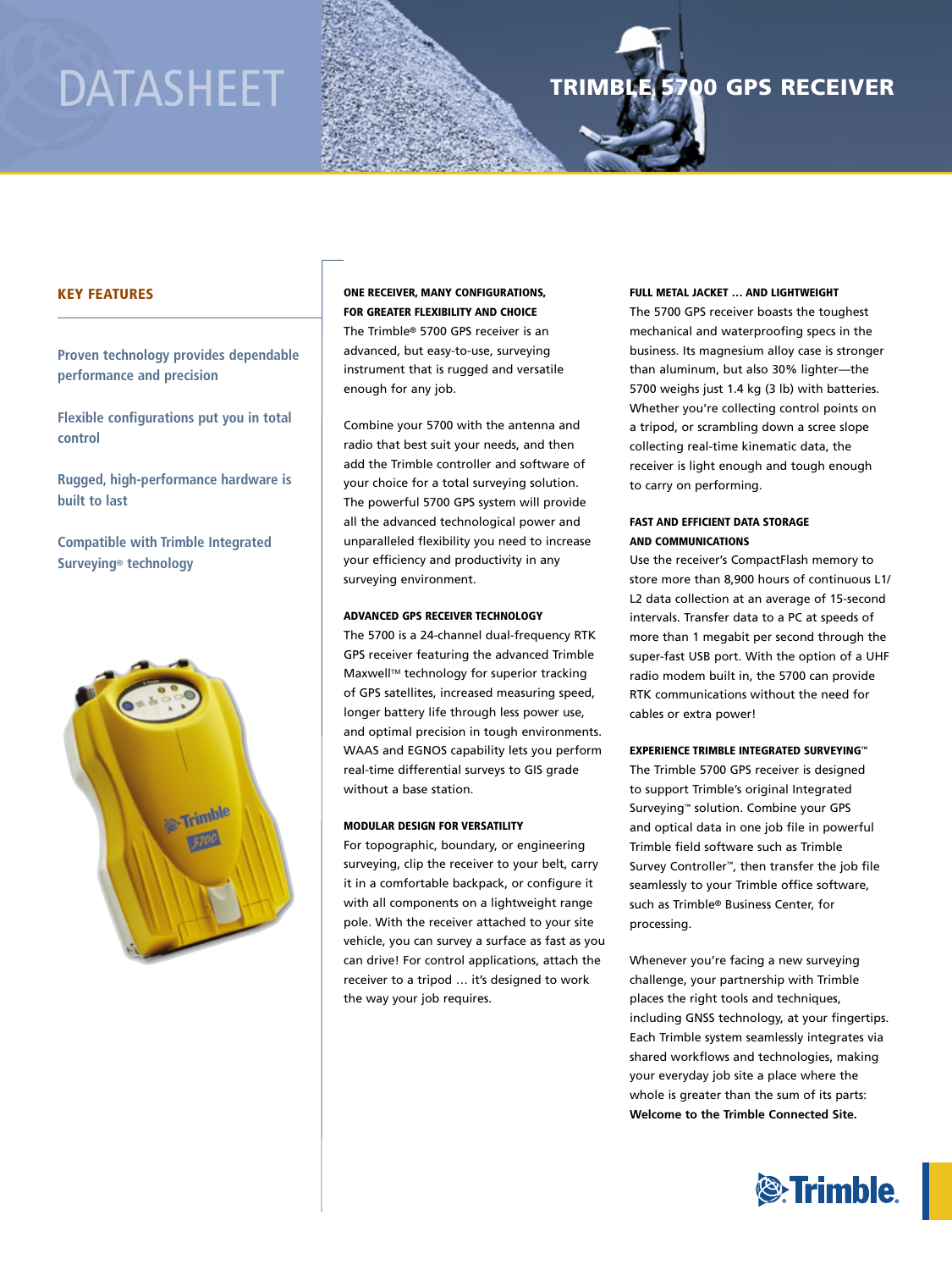# DATASHEET

# TRIMBLE 5700 GPS RECEIVER

## KEY FEATURES

Proven technology provides dependable performance and precision

Flexible configurations put you in total control

Rugged, high-performance hardware is built to last

Compatible with Trimble Integrated Surveying® technology

### ONE RECEIVER, MANY CONFIGURATIONS, FOR GREATER FLEXIBILITY AND CHOICE

The Trimble® 5700 GPS receiver is an advanced, but easy-to-use, surveying instrument that is rugged and versatile enough for any job.

Combine your 5700 with the antenna and radio that best suit your needs, and then add the Trimble controller and software of your choice for a total surveying solution. The powerful 5700 GPS system will provide all the advanced technological power and unparalleled flexibility you need to increase your efficiency and productivity in any surveying environment.

### ADVANCED GPS RECEIVER TECHNOLOGY

The 5700 is a 24-channel dual-frequency RTK GPS receiver featuring the advanced Trimble Maxwell™ technology for superior tracking of GPS satellites, increased measuring speed, longer battery life through less power use, and optimal precision in tough environments. WAAS and EGNOS capability lets you perform real-time differential surveys to GIS grade without a base station.

### MODULAR DESIGN FOR VERSATILITY

For topographic, boundary, or engineering surveying, clip the receiver to your belt, carry it in a comfortable backpack, or configure it with all components on a lightweight range pole. With the receiver attached to your site vehicle, you can survey a surface as fast as you can drive! For control applications, attach the receiver to a tripod … it's designed to work the way your job requires.

### FULL METAL JACKET … AND LIGHTWEIGHT

The 5700 GPS receiver boasts the toughest mechanical and waterproofing specs in the business. Its magnesium alloy case is stronger than aluminum, but also 30% lighter—the 5700 weighs just 1.4 kg (3 lb) with batteries. Whether you're collecting control points on a tripod, or scrambling down a scree slope collecting real-time kinematic data, the receiver is light enough and tough enough to carry on performing.

### FAST AND EFFICIENT DATA STORAGE AND COMMUNICATIONS

Use the receiver's CompactFlash memory to store more than 8,900 hours of continuous L1/L2 data collection at an average of 15-second intervals. Transfer data to a PC at speeds of more than 1 megabit per second through the super-fast USB port. With the option of a UHF radio modem built in, the 5700 can provide RTK communications without the need for cables or extra power!

### EXPERIENCE TRIMBLE INTEGRATED SURVEYING™

The Trimble 5700 GPS receiver is designed to support Trimble's original Integrated Surveying™ solution. Combine your GPS and optical data in one job file in powerful Trimble field software such as Trimble Survey Controller™, then transfer the job file seamlessly to your Trimble office software, such as Trimble® Business Center, for processing.

Whenever you're facing a new surveying challenge, your partnership with Trimble places the right tools and techniques, including GNSS technology, at your fingertips. Each Trimble system seamlessly integrates via shared workflows and technologies, making your everyday job site a place where the whole is greater than the sum of its parts: **Welcome to the Trimble Connected Site.**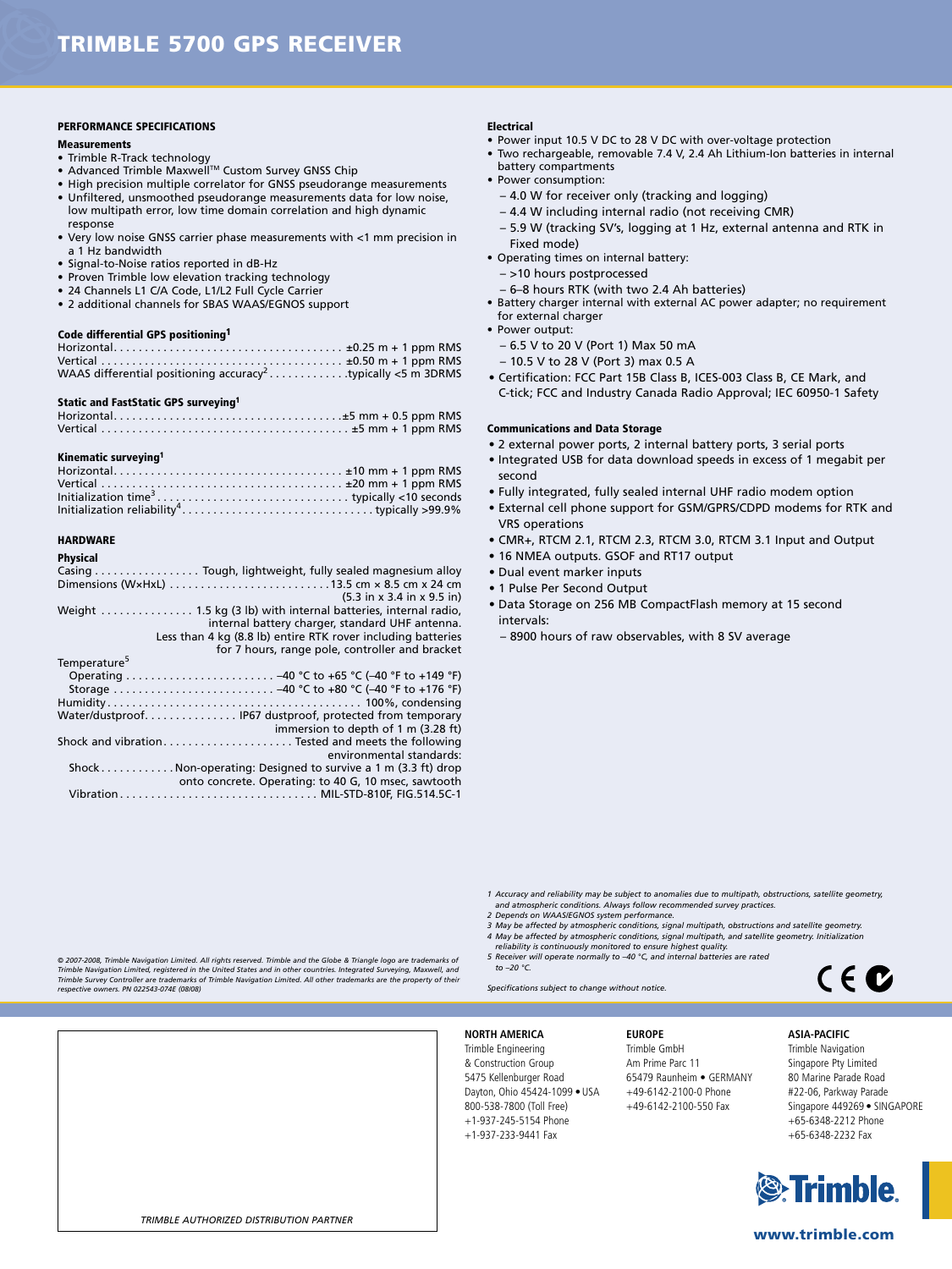# TRIMBLE 5700 GPS RECEIVER

## PERFORMANCE SPECIFICATIONS

### Measurements

- Trimble R-Track technology
- Advanced Trimble Maxwell™ Custom Survey GNSS Chip
- High precision multiple correlator for GNSS pseudorange measurements
- Unfiltered, unsmoothed pseudorange measurements data for low noise, low multipath error, low time domain correlation and high dynamic response
- Very low noise GNSS carrier phase measurements with <1 mm precision in a 1 Hz bandwidth
- Signal-to-Noise ratios reported in dB-Hz
- Proven Trimble low elevation tracking technology
- 24 Channels L1 C/A Code, L1/L2 Full Cycle Carrier
- 2 additional channels for SBAS WAAS/EGNOS support

### Code differential GPS positioning[1]

| | |
|---|---|
| Horizontal | ±0.25 m + 1 ppm RMS |
| Vertical | ±0.50 m + 1 ppm RMS |
| WAAS differential positioning accuracy[2] | typically <5 m 3DRMS |

### Static and FastStatic GPS surveying[1]

| | |
|---|---|
| Horizontal | ±5 mm + 0.5 ppm RMS |
| Vertical | ±5 mm + 1 ppm RMS |

### Kinematic surveying[1]

| | |
|---|---|
| Horizontal | ±10 mm + 1 ppm RMS |
| Vertical | ±20 mm + 1 ppm RMS |
| Initialization time[3] | typically <10 seconds |
| Initialization reliability[4] | typically >99.9% |

## HARDWARE

### Physical

| | |
|---|---|
| Casing | Tough, lightweight, fully sealed magnesium alloy |
| Dimensions (W×H×L) | 13.5 cm × 8.5 cm x 24 cm (5.3 in x 3.4 in x 9.5 in) |
| Weight | 1.5 kg (3 lb) with internal batteries, internal radio, internal battery charger, standard UHF antenna. Less than 4 kg (8.8 lb) entire RTK rover including batteries for 7 hours, range pole, controller and bracket |
| Temperature[5] | |
| Operating | –40 °C to +65 °C (–40 °F to +149 °F) |
| Storage | –40 °C to +80 °C (–40 °F to +176 °F) |
| Humidity | 100%, condensing |
| Water/dustproof | IP67 dustproof, protected from temporary immersion to depth of 1 m (3.28 ft) |
| Shock and vibration | Tested and meets the following environmental standards: |
| Shock | Non-operating: Designed to survive a 1 m (3.3 ft) drop onto concrete. Operating: to 40 G, 10 msec, sawtooth |
| Vibration | MIL-STD-810F, FIG.514.5C-1 |

### Electrical

- Power input 10.5 V DC to 28 V DC with over-voltage protection
- Two rechargeable, removable 7.4 V, 2.4 Ah Lithium-Ion batteries in internal battery compartments
- Power consumption:
  - 4.0 W for receiver only (tracking and logging)
  - 4.4 W including internal radio (not receiving CMR)
  - 5.9 W (tracking SV's, logging at 1 Hz, external antenna and RTK in Fixed mode)
- Operating times on internal battery:
  - >10 hours postprocessed
  - 6–8 hours RTK (with two 2.4 Ah batteries)
- Battery charger internal with external AC power adapter; no requirement for external charger
- Power output:
  - 6.5 V to 20 V (Port 1) Max 50 mA
  - 10.5 V to 28 V (Port 3) max 0.5 A
- Certification: FCC Part 15B Class B, ICES-003 Class B, CE Mark, and C-tick; FCC and Industry Canada Radio Approval; IEC 60950-1 Safety

### Communications and Data Storage

- 2 external power ports, 2 internal battery ports, 3 serial ports
- Integrated USB for data download speeds in excess of 1 megabit per second
- Fully integrated, fully sealed internal UHF radio modem option
- External cell phone support for GSM/GPRS/CDPD modems for RTK and VRS operations
- CMR+, RTCM 2.1, RTCM 2.3, RTCM 3.0, RTCM 3.1 Input and Output
- 16 NMEA outputs. GSOF and RT17 output
- Dual event marker inputs
- 1 Pulse Per Second Output
- Data Storage on 256 MB CompactFlash memory at 15 second intervals:
  - 8900 hours of raw observables, with 8 SV average

*1 Accuracy and reliability may be subject to anomalies due to multipath, obstructions, satellite geometry, and atmospheric conditions. Always follow recommended survey practices.*
*2 Depends on WAAS/EGNOS system performance.*
*3 May be affected by atmospheric conditions, signal multipath, obstructions and satellite geometry.*
*4 May be affected by atmospheric conditions, signal multipath, and satellite geometry. Initialization reliability is continuously monitored to ensure highest quality.*
*5 Receiver will operate normally to –40 °C, and internal batteries are rated to –20 °C.*

*Specifications subject to change without notice.*

*© 2007-2008, Trimble Navigation Limited. All rights reserved. Trimble and the Globe & Triangle logo are trademarks of Trimble Navigation Limited, registered in the United States and in other countries. Integrated Surveying, Maxwell, and Trimble Survey Controller are trademarks of Trimble Navigation Limited. All other trademarks are the property of their respective owners. PN 022543-074E (08/08)*

**NORTH AMERICA**
Trimble Engineering & Construction Group
5475 Kellenburger Road
Dayton, Ohio 45424-1099 • USA
800-538-7800 (Toll Free)
+1-937-245-5154 Phone
+1-937-233-9441 Fax

**EUROPE**
Trimble GmbH
Am Prime Parc 11
65479 Raunheim • GERMANY
+49-6142-2100-0 Phone
+49-6142-2100-550 Fax

**ASIA-PACIFIC**
Trimble Navigation Singapore Pty Limited
80 Marine Parade Road
#22-06, Parkway Parade
Singapore 449269 • SINGAPORE
+65-6348-2212 Phone
+65-6348-2232 Fax

TRIMBLE AUTHORIZED DISTRIBUTION PARTNER

Trimble.

www.trimble.com